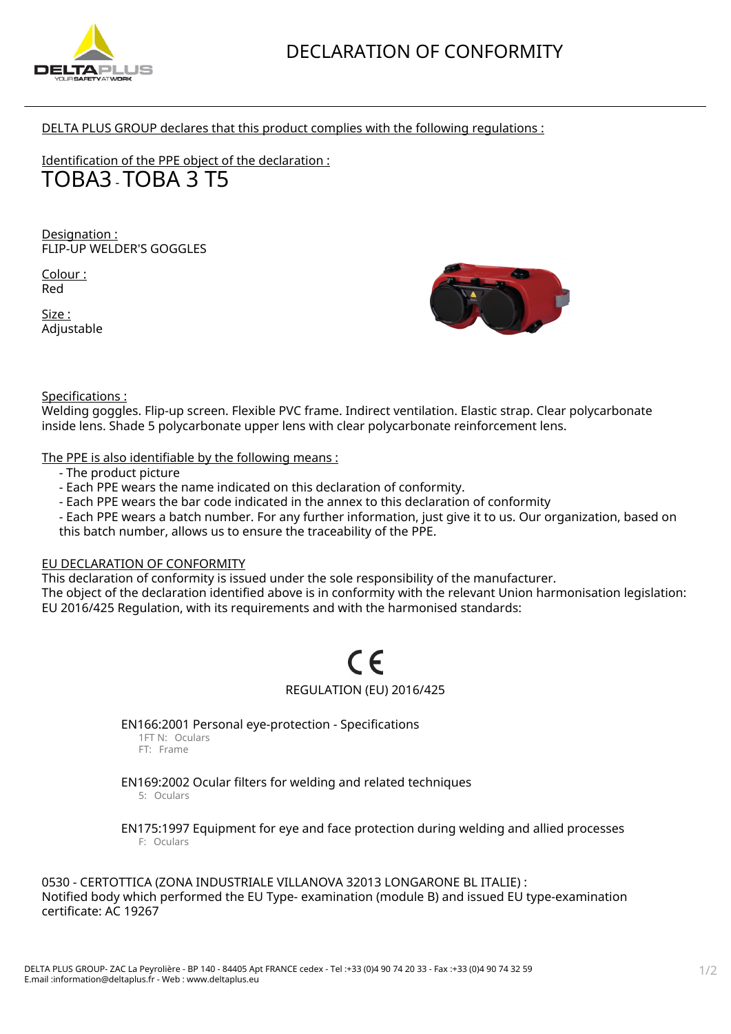# DECLARATION OF CONFORMITY

DELTA PLUS GROUP declares that this product complies with the following regulations :

Identification of the PPE object of the declaration :

## TOBA3 - TOBA 3 T5

Designation :
FLIP-UP WELDER'S GOGGLES

Colour :
Red

Size :
Adjustable

Specifications :
Welding goggles. Flip-up screen. Flexible PVC frame. Indirect ventilation. Elastic strap. Clear polycarbonate inside lens. Shade 5 polycarbonate upper lens with clear polycarbonate reinforcement lens.

The PPE is also identifiable by the following means :

- The product picture
- Each PPE wears the name indicated on this declaration of conformity.
- Each PPE wears the bar code indicated in the annex to this declaration of conformity
- Each PPE wears a batch number. For any further information, just give it to us. Our organization, based on this batch number, allows us to ensure the traceability of the PPE.

EU DECLARATION OF CONFORMITY
This declaration of conformity is issued under the sole responsibility of the manufacturer.
The object of the declaration identified above is in conformity with the relevant Union harmonisation legislation: EU 2016/425 Regulation, with its requirements and with the harmonised standards:

CE

REGULATION (EU) 2016/425

EN166:2001 Personal eye-protection - Specifications
1FT N: Oculars
FT: Frame

EN169:2002 Ocular filters for welding and related techniques
5: Oculars

EN175:1997 Equipment for eye and face protection during welding and allied processes
F: Oculars

0530 - CERTOTTICA (ZONA INDUSTRIALE VILLANOVA 32013 LONGARONE BL ITALIE) :
Notified body which performed the EU Type- examination (module B) and issued EU type-examination certificate: AC 19267

DELTA PLUS GROUP- ZAC La Peyrolière - BP 140 - 84405 Apt FRANCE cedex - Tel :+33 (0)4 90 74 20 33 - Fax :+33 (0)4 90 74 32 59
E.mail :information@deltaplus.fr - Web : www.deltaplus.eu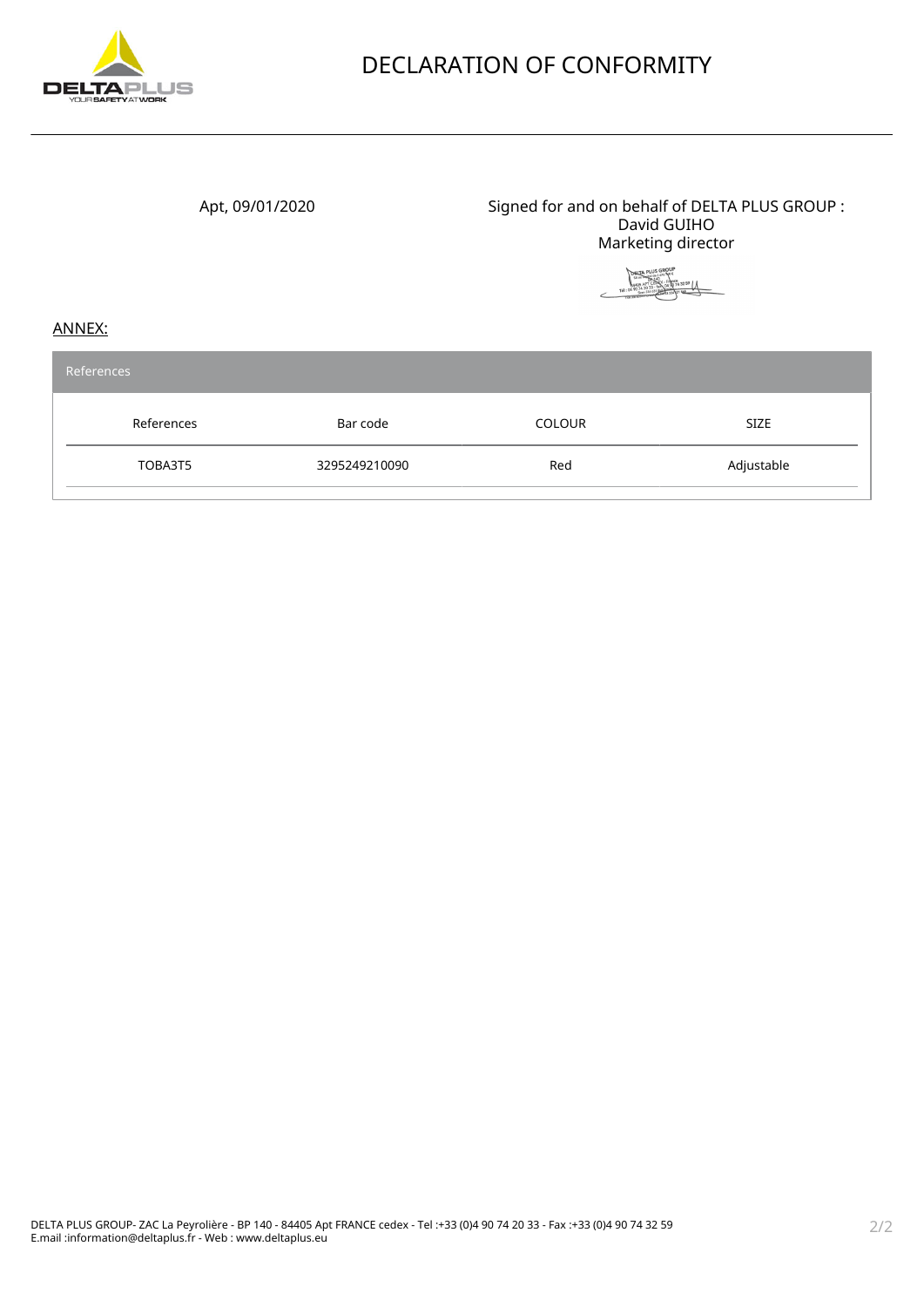# DECLARATION OF CONFORMITY

Apt, 09/01/2020

Signed for and on behalf of DELTA PLUS GROUP :
David GUIHO
Marketing director

ANNEX:

References

| References | Bar code | COLOUR | SIZE |
|---|---|---|---|
| TOBA3T5 | 3295249210090 | Red | Adjustable |

DELTA PLUS GROUP- ZAC La Peyrolière - BP 140 - 84405 Apt FRANCE cedex - Tel :+33 (0)4 90 74 20 33 - Fax :+33 (0)4 90 74 32 59
E.mail :information@deltaplus.fr - Web : www.deltaplus.eu